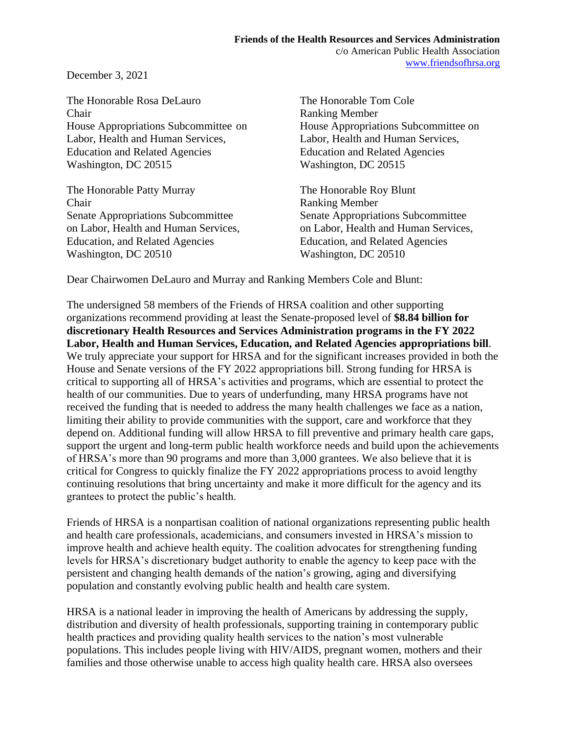**Friends of the Health Resources and Services Administration**
c/o American Public Health Association
www.friendsofhrsa.org

December 3, 2021

The Honorable Rosa DeLauro
Chair
House Appropriations Subcommittee on
Labor, Health and Human Services,
Education and Related Agencies
Washington, DC 20515

The Honorable Tom Cole
Ranking Member
House Appropriations Subcommittee on
Labor, Health and Human Services,
Education and Related Agencies
Washington, DC 20515

The Honorable Patty Murray
Chair
Senate Appropriations Subcommittee
on Labor, Health and Human Services,
Education, and Related Agencies
Washington, DC 20510

The Honorable Roy Blunt
Ranking Member
Senate Appropriations Subcommittee
on Labor, Health and Human Services,
Education, and Related Agencies
Washington, DC 20510

Dear Chairwomen DeLauro and Murray and Ranking Members Cole and Blunt:

The undersigned 58 members of the Friends of HRSA coalition and other supporting organizations recommend providing at least the Senate-proposed level of **$8.84 billion for discretionary Health Resources and Services Administration programs in the FY 2022 Labor, Health and Human Services, Education, and Related Agencies appropriations bill**. We truly appreciate your support for HRSA and for the significant increases provided in both the House and Senate versions of the FY 2022 appropriations bill. Strong funding for HRSA is critical to supporting all of HRSA's activities and programs, which are essential to protect the health of our communities. Due to years of underfunding, many HRSA programs have not received the funding that is needed to address the many health challenges we face as a nation, limiting their ability to provide communities with the support, care and workforce that they depend on. Additional funding will allow HRSA to fill preventive and primary health care gaps, support the urgent and long-term public health workforce needs and build upon the achievements of HRSA's more than 90 programs and more than 3,000 grantees. We also believe that it is critical for Congress to quickly finalize the FY 2022 appropriations process to avoid lengthy continuing resolutions that bring uncertainty and make it more difficult for the agency and its grantees to protect the public's health.

Friends of HRSA is a nonpartisan coalition of national organizations representing public health and health care professionals, academicians, and consumers invested in HRSA's mission to improve health and achieve health equity. The coalition advocates for strengthening funding levels for HRSA's discretionary budget authority to enable the agency to keep pace with the persistent and changing health demands of the nation's growing, aging and diversifying population and constantly evolving public health and health care system.

HRSA is a national leader in improving the health of Americans by addressing the supply, distribution and diversity of health professionals, supporting training in contemporary public health practices and providing quality health services to the nation's most vulnerable populations. This includes people living with HIV/AIDS, pregnant women, mothers and their families and those otherwise unable to access high quality health care. HRSA also oversees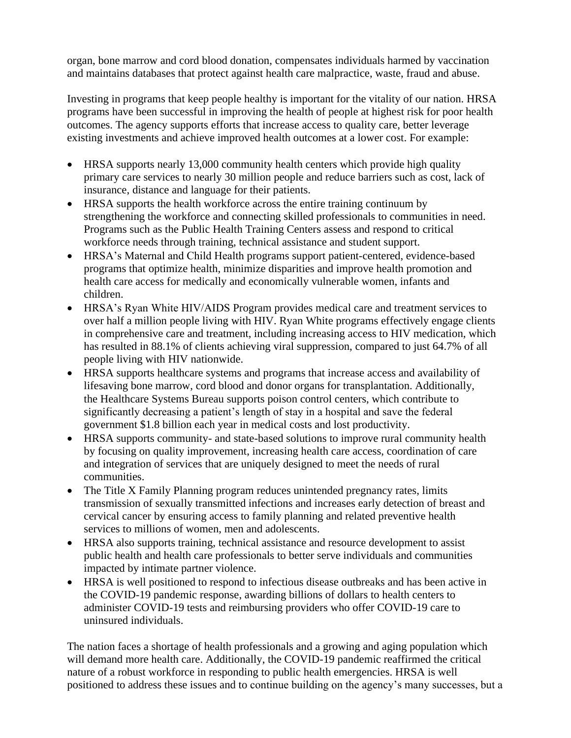organ, bone marrow and cord blood donation, compensates individuals harmed by vaccination and maintains databases that protect against health care malpractice, waste, fraud and abuse.

Investing in programs that keep people healthy is important for the vitality of our nation. HRSA programs have been successful in improving the health of people at highest risk for poor health outcomes. The agency supports efforts that increase access to quality care, better leverage existing investments and achieve improved health outcomes at a lower cost. For example:

- HRSA supports nearly 13,000 community health centers which provide high quality primary care services to nearly 30 million people and reduce barriers such as cost, lack of insurance, distance and language for their patients.
- HRSA supports the health workforce across the entire training continuum by strengthening the workforce and connecting skilled professionals to communities in need. Programs such as the Public Health Training Centers assess and respond to critical workforce needs through training, technical assistance and student support.
- HRSA's Maternal and Child Health programs support patient-centered, evidence-based programs that optimize health, minimize disparities and improve health promotion and health care access for medically and economically vulnerable women, infants and children.
- HRSA's Ryan White HIV/AIDS Program provides medical care and treatment services to over half a million people living with HIV. Ryan White programs effectively engage clients in comprehensive care and treatment, including increasing access to HIV medication, which has resulted in 88.1% of clients achieving viral suppression, compared to just 64.7% of all people living with HIV nationwide.
- HRSA supports healthcare systems and programs that increase access and availability of lifesaving bone marrow, cord blood and donor organs for transplantation. Additionally, the Healthcare Systems Bureau supports poison control centers, which contribute to significantly decreasing a patient's length of stay in a hospital and save the federal government $1.8 billion each year in medical costs and lost productivity.
- HRSA supports community- and state-based solutions to improve rural community health by focusing on quality improvement, increasing health care access, coordination of care and integration of services that are uniquely designed to meet the needs of rural communities.
- The Title X Family Planning program reduces unintended pregnancy rates, limits transmission of sexually transmitted infections and increases early detection of breast and cervical cancer by ensuring access to family planning and related preventive health services to millions of women, men and adolescents.
- HRSA also supports training, technical assistance and resource development to assist public health and health care professionals to better serve individuals and communities impacted by intimate partner violence.
- HRSA is well positioned to respond to infectious disease outbreaks and has been active in the COVID-19 pandemic response, awarding billions of dollars to health centers to administer COVID-19 tests and reimbursing providers who offer COVID-19 care to uninsured individuals.

The nation faces a shortage of health professionals and a growing and aging population which will demand more health care. Additionally, the COVID-19 pandemic reaffirmed the critical nature of a robust workforce in responding to public health emergencies. HRSA is well positioned to address these issues and to continue building on the agency's many successes, but a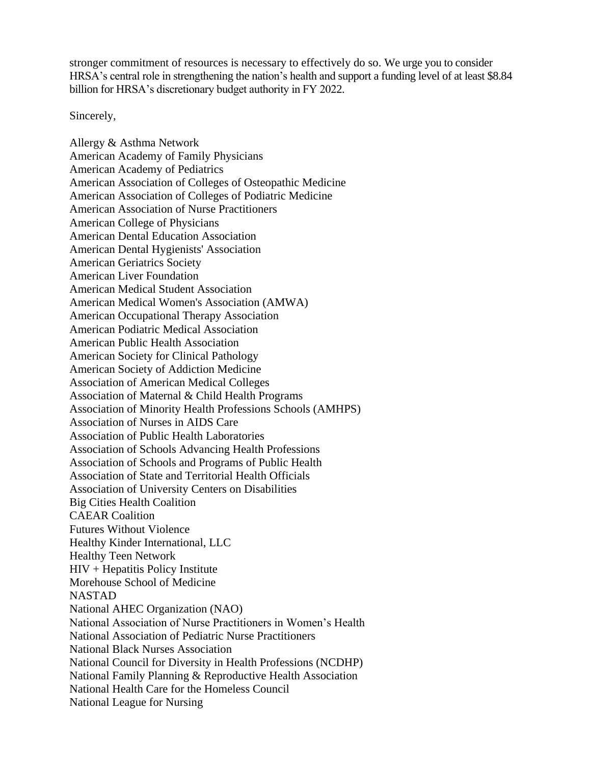stronger commitment of resources is necessary to effectively do so. We urge you to consider HRSA's central role in strengthening the nation's health and support a funding level of at least $8.84 billion for HRSA's discretionary budget authority in FY 2022.

Sincerely,

Allergy & Asthma Network
American Academy of Family Physicians
American Academy of Pediatrics
American Association of Colleges of Osteopathic Medicine
American Association of Colleges of Podiatric Medicine
American Association of Nurse Practitioners
American College of Physicians
American Dental Education Association
American Dental Hygienists' Association
American Geriatrics Society
American Liver Foundation
American Medical Student Association
American Medical Women's Association (AMWA)
American Occupational Therapy Association
American Podiatric Medical Association
American Public Health Association
American Society for Clinical Pathology
American Society of Addiction Medicine
Association of American Medical Colleges
Association of Maternal & Child Health Programs
Association of Minority Health Professions Schools (AMHPS)
Association of Nurses in AIDS Care
Association of Public Health Laboratories
Association of Schools Advancing Health Professions
Association of Schools and Programs of Public Health
Association of State and Territorial Health Officials
Association of University Centers on Disabilities
Big Cities Health Coalition
CAEAR Coalition
Futures Without Violence
Healthy Kinder International, LLC
Healthy Teen Network
HIV + Hepatitis Policy Institute
Morehouse School of Medicine
NASTAD
National AHEC Organization (NAO)
National Association of Nurse Practitioners in Women's Health
National Association of Pediatric Nurse Practitioners
National Black Nurses Association
National Council for Diversity in Health Professions (NCDHP)
National Family Planning & Reproductive Health Association
National Health Care for the Homeless Council
National League for Nursing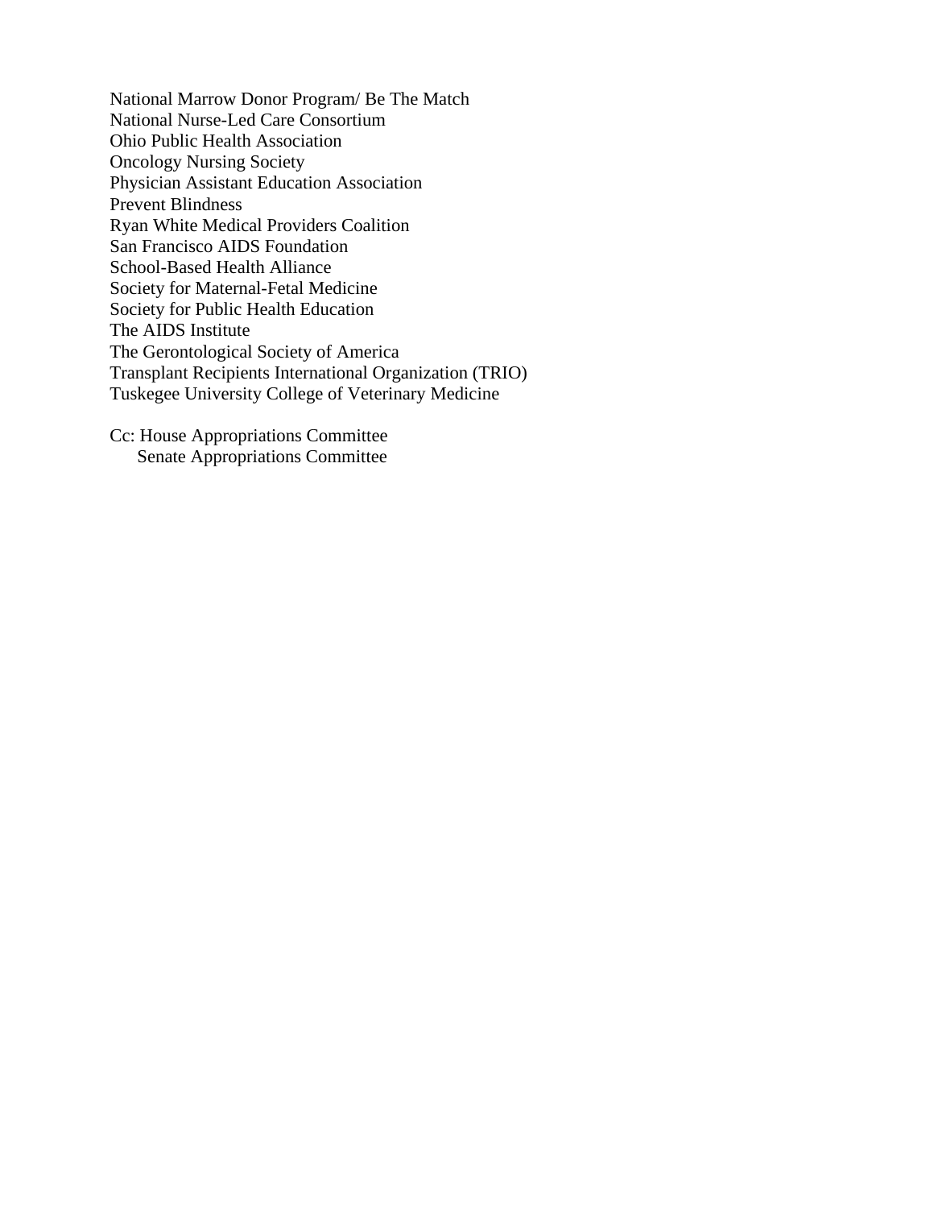National Marrow Donor Program/ Be The Match
National Nurse-Led Care Consortium
Ohio Public Health Association
Oncology Nursing Society
Physician Assistant Education Association
Prevent Blindness
Ryan White Medical Providers Coalition
San Francisco AIDS Foundation
School-Based Health Alliance
Society for Maternal-Fetal Medicine
Society for Public Health Education
The AIDS Institute
The Gerontological Society of America
Transplant Recipients International Organization (TRIO)
Tuskegee University College of Veterinary Medicine

Cc: House Appropriations Committee
Senate Appropriations Committee